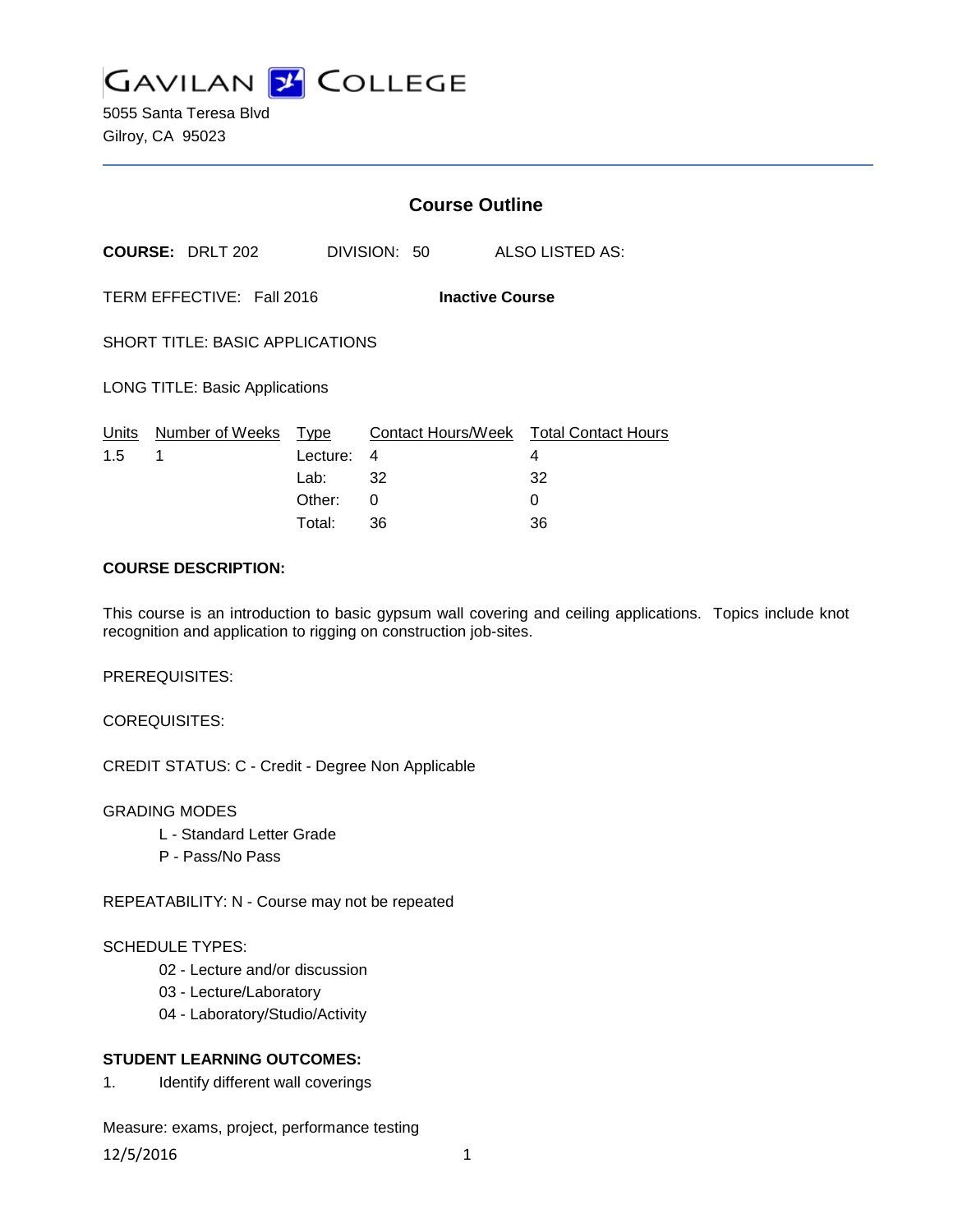# GAVILAN COLLEGE

5055 Santa Teresa Blvd
Gilroy, CA 95023

## Course Outline

**COURSE:** DRLT 202 DIVISION: 50 ALSO LISTED AS:

TERM EFFECTIVE: Fall 2016 **Inactive Course**

SHORT TITLE: BASIC APPLICATIONS

LONG TITLE: Basic Applications

| Units | Number of Weeks | Type | Contact Hours/Week | Total Contact Hours |
|---|---|---|---|---|
| 1.5 | 1 | Lecture: | 4 | 4 |
| | | Lab: | 32 | 32 |
| | | Other: | 0 | 0 |
| | | Total: | 36 | 36 |

**COURSE DESCRIPTION:**

This course is an introduction to basic gypsum wall covering and ceiling applications. Topics include knot recognition and application to rigging on construction job-sites.

PREREQUISITES:

COREQUISITES:

CREDIT STATUS: C - Credit - Degree Non Applicable

GRADING MODES

- L - Standard Letter Grade
- P - Pass/No Pass

REPEATABILITY: N - Course may not be repeated

SCHEDULE TYPES:

- 02 - Lecture and/or discussion
- 03 - Lecture/Laboratory
- 04 - Laboratory/Studio/Activity

**STUDENT LEARNING OUTCOMES:**

1. Identify different wall coverings

Measure: exams, project, performance testing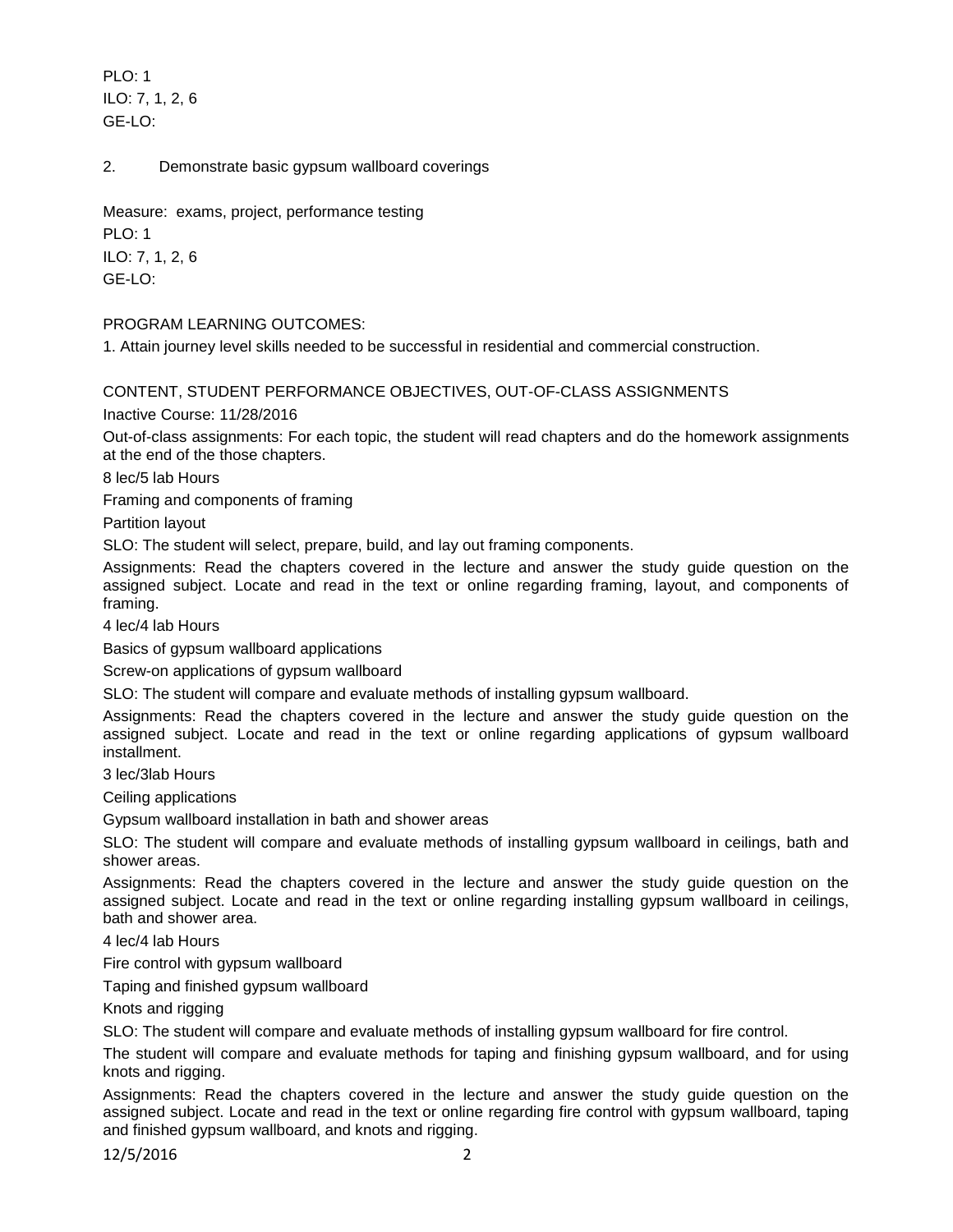PLO: 1
ILO: 7, 1, 2, 6
GE-LO:

2. Demonstrate basic gypsum wallboard coverings

Measure: exams, project, performance testing
PLO: 1
ILO: 7, 1, 2, 6
GE-LO:

PROGRAM LEARNING OUTCOMES:

1. Attain journey level skills needed to be successful in residential and commercial construction.

CONTENT, STUDENT PERFORMANCE OBJECTIVES, OUT-OF-CLASS ASSIGNMENTS

Inactive Course: 11/28/2016

Out-of-class assignments: For each topic, the student will read chapters and do the homework assignments at the end of the those chapters.

8 lec/5 lab Hours

Framing and components of framing

Partition layout

SLO: The student will select, prepare, build, and lay out framing components.

Assignments: Read the chapters covered in the lecture and answer the study guide question on the assigned subject. Locate and read in the text or online regarding framing, layout, and components of framing.

4 lec/4 lab Hours

Basics of gypsum wallboard applications

Screw-on applications of gypsum wallboard

SLO: The student will compare and evaluate methods of installing gypsum wallboard.

Assignments: Read the chapters covered in the lecture and answer the study guide question on the assigned subject. Locate and read in the text or online regarding applications of gypsum wallboard installment.

3 lec/3lab Hours

Ceiling applications

Gypsum wallboard installation in bath and shower areas

SLO: The student will compare and evaluate methods of installing gypsum wallboard in ceilings, bath and shower areas.

Assignments: Read the chapters covered in the lecture and answer the study guide question on the assigned subject. Locate and read in the text or online regarding installing gypsum wallboard in ceilings, bath and shower area.

4 lec/4 lab Hours

Fire control with gypsum wallboard

Taping and finished gypsum wallboard

Knots and rigging

SLO: The student will compare and evaluate methods of installing gypsum wallboard for fire control.

The student will compare and evaluate methods for taping and finishing gypsum wallboard, and for using knots and rigging.

Assignments: Read the chapters covered in the lecture and answer the study guide question on the assigned subject. Locate and read in the text or online regarding fire control with gypsum wallboard, taping and finished gypsum wallboard, and knots and rigging.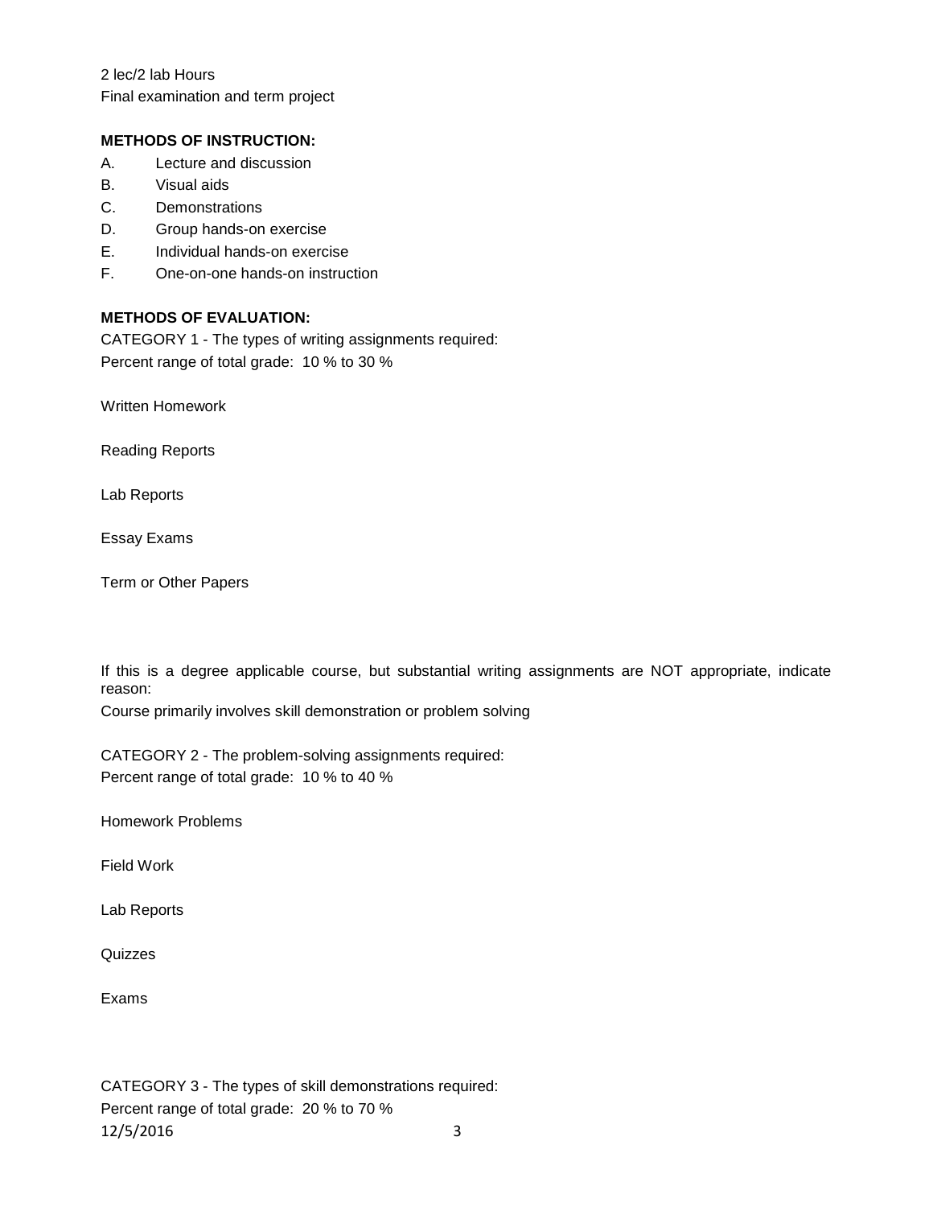2 lec/2 lab Hours
Final examination and term project

**METHODS OF INSTRUCTION:**

A. Lecture and discussion
B. Visual aids
C. Demonstrations
D. Group hands-on exercise
E. Individual hands-on exercise
F. One-on-one hands-on instruction

**METHODS OF EVALUATION:**

CATEGORY 1 - The types of writing assignments required:
Percent range of total grade: 10 % to 30 %

Written Homework

Reading Reports

Lab Reports

Essay Exams

Term or Other Papers

If this is a degree applicable course, but substantial writing assignments are NOT appropriate, indicate reason:
Course primarily involves skill demonstration or problem solving

CATEGORY 2 - The problem-solving assignments required:
Percent range of total grade: 10 % to 40 %

Homework Problems

Field Work

Lab Reports

Quizzes

Exams

CATEGORY 3 - The types of skill demonstrations required:
Percent range of total grade: 20 % to 70 %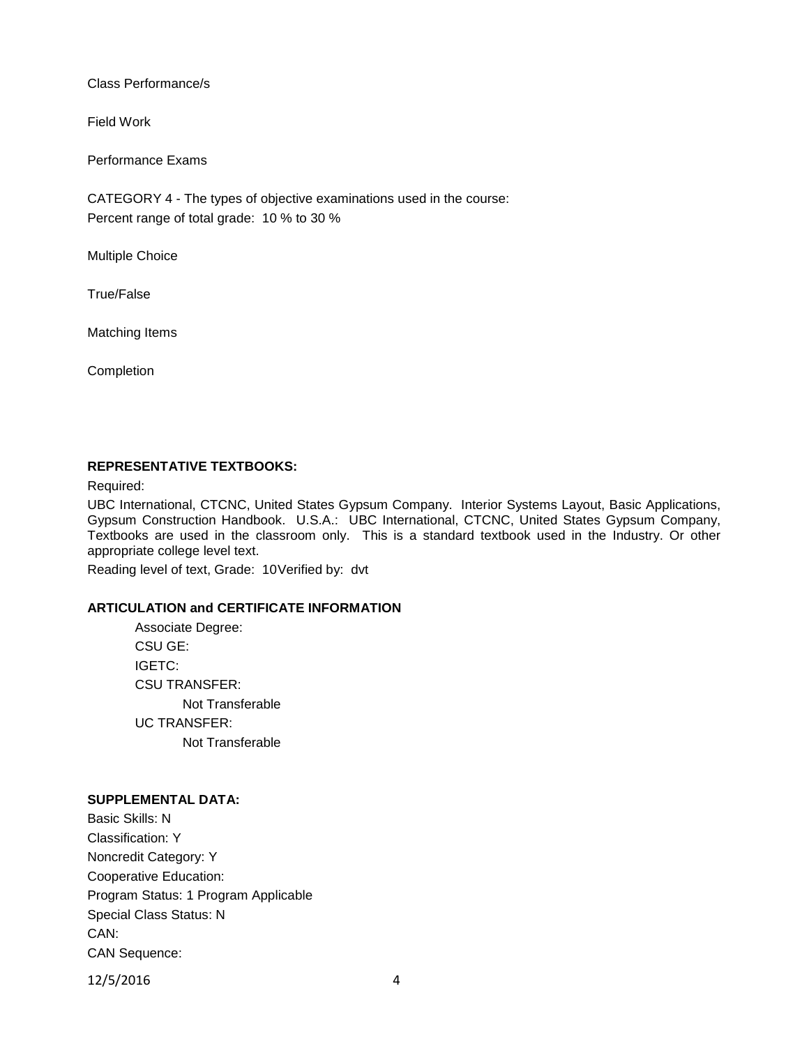Class Performance/s

Field Work

Performance Exams

CATEGORY 4 - The types of objective examinations used in the course:
Percent range of total grade: 10 % to 30 %

Multiple Choice

True/False

Matching Items

Completion

**REPRESENTATIVE TEXTBOOKS:**

Required:

UBC International, CTCNC, United States Gypsum Company. Interior Systems Layout, Basic Applications, Gypsum Construction Handbook. U.S.A.: UBC International, CTCNC, United States Gypsum Company, Textbooks are used in the classroom only. This is a standard textbook used in the Industry. Or other appropriate college level text.

Reading level of text, Grade: 10Verified by: dvt

**ARTICULATION and CERTIFICATE INFORMATION**

Associate Degree:
CSU GE:
IGETC:
CSU TRANSFER:
Not Transferable
UC TRANSFER:
Not Transferable

**SUPPLEMENTAL DATA:**

Basic Skills: N
Classification: Y
Noncredit Category: Y
Cooperative Education:
Program Status: 1 Program Applicable
Special Class Status: N
CAN:
CAN Sequence: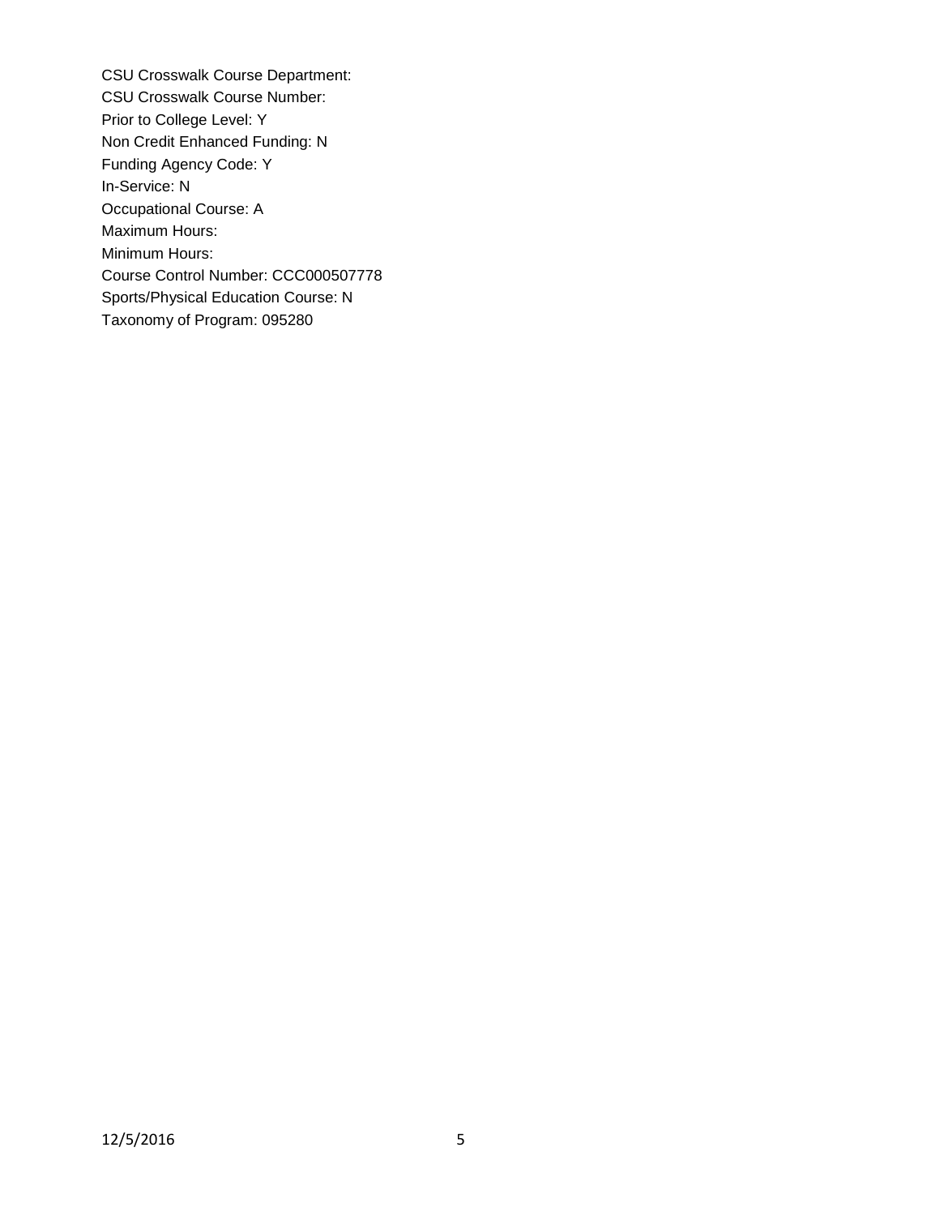CSU Crosswalk Course Department:
CSU Crosswalk Course Number:
Prior to College Level: Y
Non Credit Enhanced Funding: N
Funding Agency Code: Y
In-Service: N
Occupational Course: A
Maximum Hours:
Minimum Hours:
Course Control Number: CCC000507778
Sports/Physical Education Course: N
Taxonomy of Program: 095280